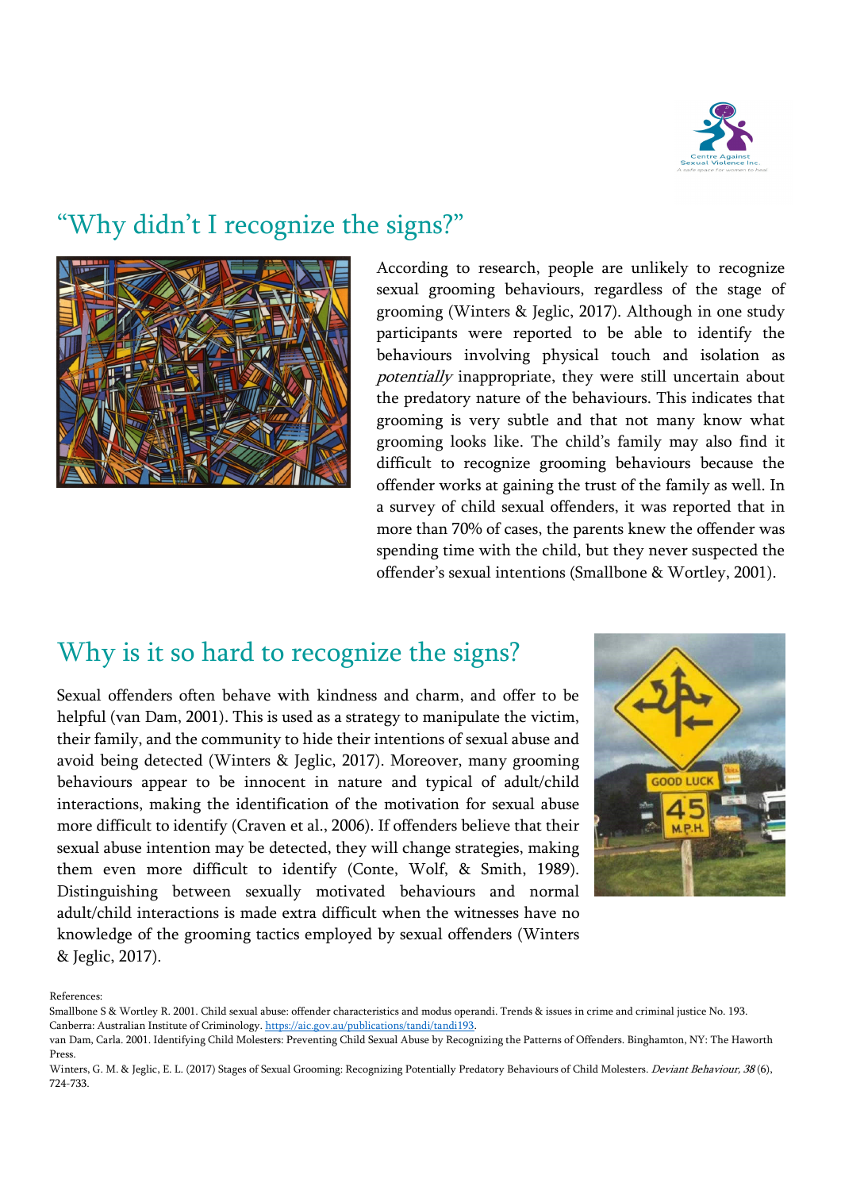## "Why didn't I recognize the signs?"

According to research, people are unlikely to recognize sexual grooming behaviours, regardless of the stage of grooming (Winters & Jeglic, 2017). Although in one study participants were reported to be able to identify the behaviours involving physical touch and isolation as *potentially* inappropriate, they were still uncertain about the predatory nature of the behaviours. This indicates that grooming is very subtle and that not many know what grooming looks like. The child's family may also find it difficult to recognize grooming behaviours because the offender works at gaining the trust of the family as well. In a survey of child sexual offenders, it was reported that in more than 70% of cases, the parents knew the offender was spending time with the child, but they never suspected the offender's sexual intentions (Smallbone & Wortley, 2001).

## Why is it so hard to recognize the signs?

Sexual offenders often behave with kindness and charm, and offer to be helpful (van Dam, 2001). This is used as a strategy to manipulate the victim, their family, and the community to hide their intentions of sexual abuse and avoid being detected (Winters & Jeglic, 2017). Moreover, many grooming behaviours appear to be innocent in nature and typical of adult/child interactions, making the identification of the motivation for sexual abuse more difficult to identify (Craven et al., 2006). If offenders believe that their sexual abuse intention may be detected, they will change strategies, making them even more difficult to identify (Conte, Wolf, & Smith, 1989). Distinguishing between sexually motivated behaviours and normal adult/child interactions is made extra difficult when the witnesses have no knowledge of the grooming tactics employed by sexual offenders (Winters & Jeglic, 2017).

References:

Smallbone S & Wortley R. 2001. Child sexual abuse: offender characteristics and modus operandi. Trends & issues in crime and criminal justice No. 193. Canberra: Australian Institute of Criminology. https://aic.gov.au/publications/tandi/tandi193.

van Dam, Carla. 2001. Identifying Child Molesters: Preventing Child Sexual Abuse by Recognizing the Patterns of Offenders. Binghamton, NY: The Haworth Press.

Winters, G. M. & Jeglic, E. L. (2017) Stages of Sexual Grooming: Recognizing Potentially Predatory Behaviours of Child Molesters. *Deviant Behaviour, 38* (6), 724-733.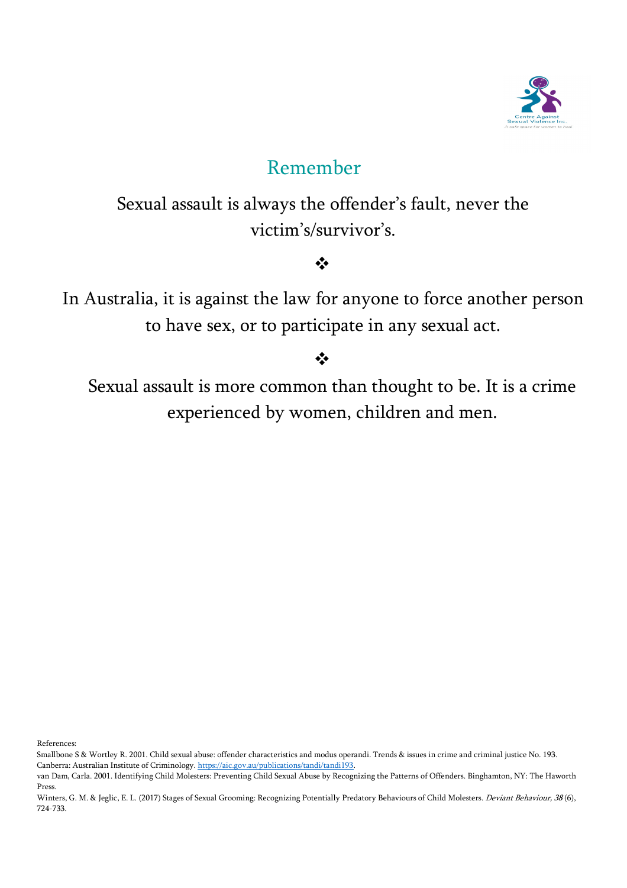## Remember

Sexual assault is always the offender's fault, never the victim's/survivor's.

❖

In Australia, it is against the law for anyone to force another person to have sex, or to participate in any sexual act.

❖

Sexual assault is more common than thought to be. It is a crime experienced by women, children and men.

References:

Smallbone S & Wortley R. 2001. Child sexual abuse: offender characteristics and modus operandi. Trends & issues in crime and criminal justice No. 193. Canberra: Australian Institute of Criminology. https://aic.gov.au/publications/tandi/tandi193.

van Dam, Carla. 2001. Identifying Child Molesters: Preventing Child Sexual Abuse by Recognizing the Patterns of Offenders. Binghamton, NY: The Haworth Press.

Winters, G. M. & Jeglic, E. L. (2017) Stages of Sexual Grooming: Recognizing Potentially Predatory Behaviours of Child Molesters. *Deviant Behaviour, 38* (6), 724-733.